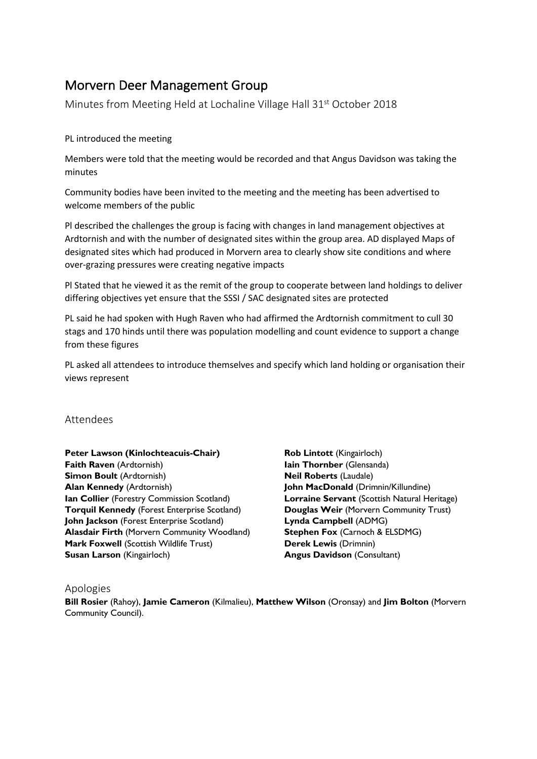# Morvern Deer Management Group

Minutes from Meeting Held at Lochaline Village Hall 31st October 2018

PL introduced the meeting

Members were told that the meeting would be recorded and that Angus Davidson was taking the minutes

Community bodies have been invited to the meeting and the meeting has been advertised to welcome members of the public

Pl described the challenges the group is facing with changes in land management objectives at Ardtornish and with the number of designated sites within the group area. AD displayed Maps of designated sites which had produced in Morvern area to clearly show site conditions and where over-grazing pressures were creating negative impacts

Pl Stated that he viewed it as the remit of the group to cooperate between land holdings to deliver differing objectives yet ensure that the SSSI / SAC designated sites are protected

PL said he had spoken with Hugh Raven who had affirmed the Ardtornish commitment to cull 30 stags and 170 hinds until there was population modelling and count evidence to support a change from these figures

PL asked all attendees to introduce themselves and specify which land holding or organisation their views represent

## Attendees

**Peter Lawson (Kinlochteacuis-Chair)**
**Faith Raven** (Ardtornish)
**Simon Boult** (Ardtornish)
**Alan Kennedy** (Ardtornish)
**Ian Collier** (Forestry Commission Scotland)
**Torquil Kennedy** (Forest Enterprise Scotland)
**John Jackson** (Forest Enterprise Scotland)
**Alasdair Firth** (Morvern Community Woodland)
**Mark Foxwell** (Scottish Wildlife Trust)
**Susan Larson** (Kingairloch)
**Rob Lintott** (Kingairloch)
**Iain Thornber** (Glensanda)
**Neil Roberts** (Laudale)
**John MacDonald** (Drimnin/Killundine)
**Lorraine Servant** (Scottish Natural Heritage)
**Douglas Weir** (Morvern Community Trust)
**Lynda Campbell** (ADMG)
**Stephen Fox** (Carnoch & ELSDMG)
**Derek Lewis** (Drimnin)
**Angus Davidson** (Consultant)

## Apologies

**Bill Rosier** (Rahoy), **Jamie Cameron** (Kilmalieu), **Matthew Wilson** (Oronsay) and **Jim Bolton** (Morvern Community Council).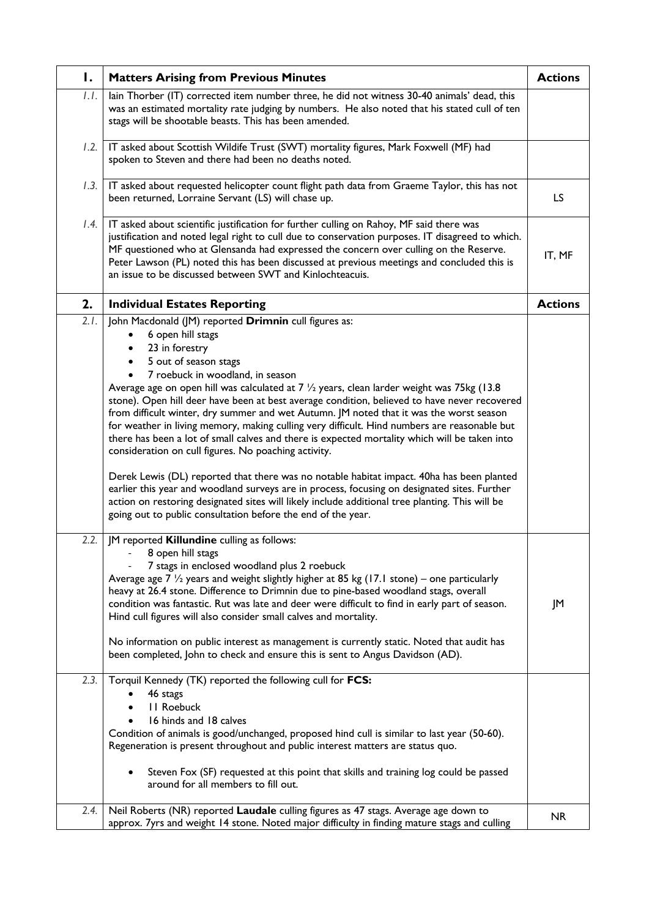| 1. | Matters Arising from Previous Minutes | Actions |
|---|---|---|
| *1.1.* | Iain Thorber (IT) corrected item number three, he did not witness 30-40 animals' dead, this was an estimated mortality rate judging by numbers. He also noted that his stated cull of ten stags will be shootable beasts. This has been amended. | |
| *1.2.* | IT asked about Scottish Wildife Trust (SWT) mortality figures, Mark Foxwell (MF) had spoken to Steven and there had been no deaths noted. | |
| *1.3.* | IT asked about requested helicopter count flight path data from Graeme Taylor, this has not been returned, Lorraine Servant (LS) will chase up. | LS |
| *1.4.* | IT asked about scientific justification for further culling on Rahoy, MF said there was justification and noted legal right to cull due to conservation purposes. IT disagreed to which. MF questioned who at Glensanda had expressed the concern over culling on the Reserve. Peter Lawson (PL) noted this has been discussed at previous meetings and concluded this is an issue to be discussed between SWT and Kinlochteacuis. | IT, MF |
| **2.** | **Individual Estates Reporting** | **Actions** |
| *2.1.* | John Macdonald (JM) reported **Drimnin** cull figures as:<br>• 6 open hill stags<br>• 23 in forestry<br>• 5 out of season stags<br>• 7 roebuck in woodland, in season<br>Average age on open hill was calculated at 7 ½ years, clean larder weight was 75kg (13.8 stone). Open hill deer have been at best average condition, believed to have never recovered from difficult winter, dry summer and wet Autumn. JM noted that it was the worst season for weather in living memory, making culling very difficult. Hind numbers are reasonable but there has been a lot of small calves and there is expected mortality which will be taken into consideration on cull figures. No poaching activity.<br><br>Derek Lewis (DL) reported that there was no notable habitat impact. 40ha has been planted earlier this year and woodland surveys are in process, focusing on designated sites. Further action on restoring designated sites will likely include additional tree planting. This will be going out to public consultation before the end of the year. | |
| *2.2.* | JM reported **Killundine** culling as follows:<br>- 8 open hill stags<br>- 7 stags in enclosed woodland plus 2 roebuck<br>Average age 7 ½ years and weight slightly higher at 85 kg (17.1 stone) – one particularly heavy at 26.4 stone. Difference to Drimnin due to pine-based woodland stags, overall condition was fantastic. Rut was late and deer were difficult to find in early part of season. Hind cull figures will also consider small calves and mortality.<br><br>No information on public interest as management is currently static. Noted that audit has been completed, John to check and ensure this is sent to Angus Davidson (AD). | JM |
| *2.3.* | Torquil Kennedy (TK) reported the following cull for **FCS:**<br>• 46 stags<br>• 11 Roebuck<br>• 16 hinds and 18 calves<br>Condition of animals is good/unchanged, proposed hind cull is similar to last year (50-60). Regeneration is present throughout and public interest matters are status quo.<br><br>• Steven Fox (SF) requested at this point that skills and training log could be passed around for all members to fill out. | |
| *2.4.* | Neil Roberts (NR) reported **Laudale** culling figures as 47 stags. Average age down to approx. 7yrs and weight 14 stone. Noted major difficulty in finding mature stags and culling | NR |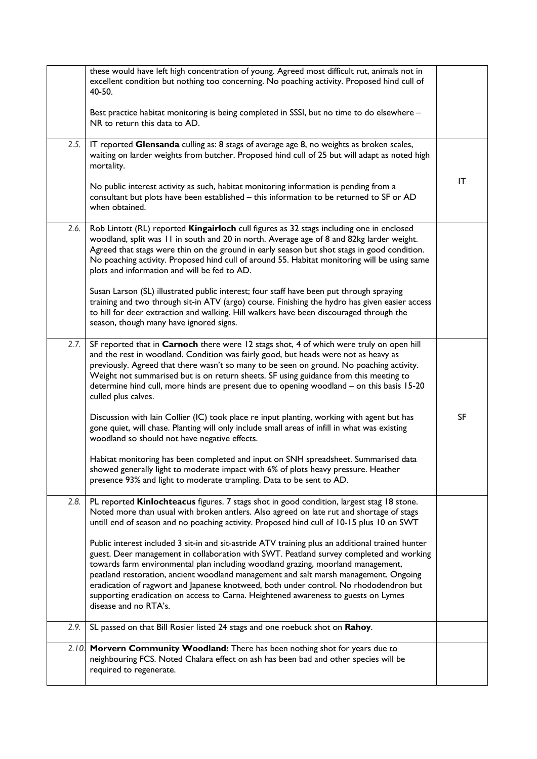| | | |
|---|---|---|
| | these would have left high concentration of young. Agreed most difficult rut, animals not in excellent condition but nothing too concerning. No poaching activity. Proposed hind cull of 40-50.<br><br>Best practice habitat monitoring is being completed in SSSI, but no time to do elsewhere – NR to return this data to AD. | |
| 2.5. | IT reported **Glensanda** culling as: 8 stags of average age 8, no weights as broken scales, waiting on larder weights from butcher. Proposed hind cull of 25 but will adapt as noted high mortality.<br><br>No public interest activity as such, habitat monitoring information is pending from a consultant but plots have been established – this information to be returned to SF or AD when obtained. | IT |
| 2.6. | Rob Lintott (RL) reported **Kingairloch** cull figures as 32 stags including one in enclosed woodland, split was 11 in south and 20 in north. Average age of 8 and 82kg larder weight. Agreed that stags were thin on the ground in early season but shot stags in good condition. No poaching activity. Proposed hind cull of around 55. Habitat monitoring will be using same plots and information and will be fed to AD.<br><br>Susan Larson (SL) illustrated public interest; four staff have been put through spraying training and two through sit-in ATV (argo) course. Finishing the hydro has given easier access to hill for deer extraction and walking. Hill walkers have been discouraged through the season, though many have ignored signs. | |
| 2.7. | SF reported that in **Carnoch** there were 12 stags shot, 4 of which were truly on open hill and the rest in woodland. Condition was fairly good, but heads were not as heavy as previously. Agreed that there wasn't so many to be seen on ground. No poaching activity. Weight not summarised but is on return sheets. SF using guidance from this meeting to determine hind cull, more hinds are present due to opening woodland – on this basis 15-20 culled plus calves.<br><br>Discussion with Iain Collier (IC) took place re input planting, working with agent but has gone quiet, will chase. Planting will only include small areas of infill in what was existing woodland so should not have negative effects.<br><br>Habitat monitoring has been completed and input on SNH spreadsheet. Summarised data showed generally light to moderate impact with 6% of plots heavy pressure. Heather presence 93% and light to moderate trampling. Data to be sent to AD. | SF |
| 2.8. | PL reported **Kinlochteacus** figures. 7 stags shot in good condition, largest stag 18 stone. Noted more than usual with broken antlers. Also agreed on late rut and shortage of stags untill end of season and no poaching activity. Proposed hind cull of 10-15 plus 10 on SWT<br><br>Public interest included 3 sit-in and sit-astride ATV training plus an additional trained hunter guest. Deer management in collaboration with SWT. Peatland survey completed and working towards farm environmental plan including woodland grazing, moorland management, peatland restoration, ancient woodland management and salt marsh management. Ongoing eradication of ragwort and Japanese knotweed, both under control. No rhododendron but supporting eradication on access to Carna. Heightened awareness to guests on Lymes disease and no RTA's. | |
| 2.9. | SL passed on that Bill Rosier listed 24 stags and one roebuck shot on **Rahoy**. | |
| 2.10. | **Morvern Community Woodland:** There has been nothing shot for years due to neighbouring FCS. Noted Chalara effect on ash has been bad and other species will be required to regenerate. | |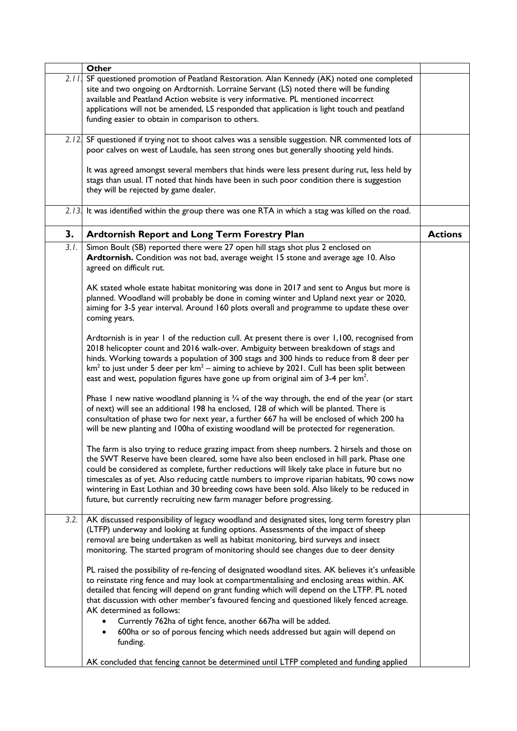| | Other | |
|---|---|---|
| *2.11.* | SF questioned promotion of Peatland Restoration. Alan Kennedy (AK) noted one completed site and two ongoing on Ardtornish. Lorraine Servant (LS) noted there will be funding available and Peatland Action website is very informative. PL mentioned incorrect applications will not be amended, LS responded that application is light touch and peatland funding easier to obtain in comparison to others. | |
| *2.12.* | SF questioned if trying not to shoot calves was a sensible suggestion. NR commented lots of poor calves on west of Laudale, has seen strong ones but generally shooting yeld hinds.<br><br>It was agreed amongst several members that hinds were less present during rut, less held by stags than usual. IT noted that hinds have been in such poor condition there is suggestion they will be rejected by game dealer. | |
| *2.13.* | It was identified within the group there was one RTA in which a stag was killed on the road. | |
| **3.** | **Ardtornish Report and Long Term Forestry Plan** | **Actions** |
| *3.1.* | Simon Boult (SB) reported there were 27 open hill stags shot plus 2 enclosed on **Ardtornish.** Condition was not bad, average weight 15 stone and average age 10. Also agreed on difficult rut.<br><br>AK stated whole estate habitat monitoring was done in 2017 and sent to Angus but more is planned. Woodland will probably be done in coming winter and Upland next year or 2020, aiming for 3-5 year interval. Around 160 plots overall and programme to update these over coming years.<br><br>Ardtornish is in year 1 of the reduction cull. At present there is over 1,100, recognised from 2018 helicopter count and 2016 walk-over. Ambiguity between breakdown of stags and hinds. Working towards a population of 300 stags and 300 hinds to reduce from 8 deer per km$^2$ to just under 5 deer per km$^2$ – aiming to achieve by 2021. Cull has been split between east and west, population figures have gone up from original aim of 3-4 per km$^2$.<br><br>Phase 1 new native woodland planning is ¾ of the way through, the end of the year (or start of next) will see an additional 198 ha enclosed, 128 of which will be planted. There is consultation of phase two for next year, a further 667 ha will be enclosed of which 200 ha will be new planting and 100ha of existing woodland will be protected for regeneration.<br><br>The farm is also trying to reduce grazing impact from sheep numbers. 2 hirsels and those on the SWT Reserve have been cleared, some have also been enclosed in hill park. Phase one could be considered as complete, further reductions will likely take place in future but no timescales as of yet. Also reducing cattle numbers to improve riparian habitats, 90 cows now wintering in East Lothian and 30 breeding cows have been sold. Also likely to be reduced in future, but currently recruiting new farm manager before progressing. | |
| *3.2.* | AK discussed responsibility of legacy woodland and designated sites, long term forestry plan (LTFP) underway and looking at funding options. Assessments of the impact of sheep removal are being undertaken as well as habitat monitoring, bird surveys and insect monitoring. The started program of monitoring should see changes due to deer density<br><br>PL raised the possibility of re-fencing of designated woodland sites. AK believes it's unfeasible to reinstate ring fence and may look at compartmentalising and enclosing areas within. AK detailed that fencing will depend on grant funding which will depend on the LTFP. PL noted that discussion with other member's favoured fencing and questioned likely fenced acreage. AK determined as follows:<br>• Currently 762ha of tight fence, another 667ha will be added.<br>• 600ha or so of porous fencing which needs addressed but again will depend on funding.<br><br>AK concluded that fencing cannot be determined until LTFP completed and funding applied | |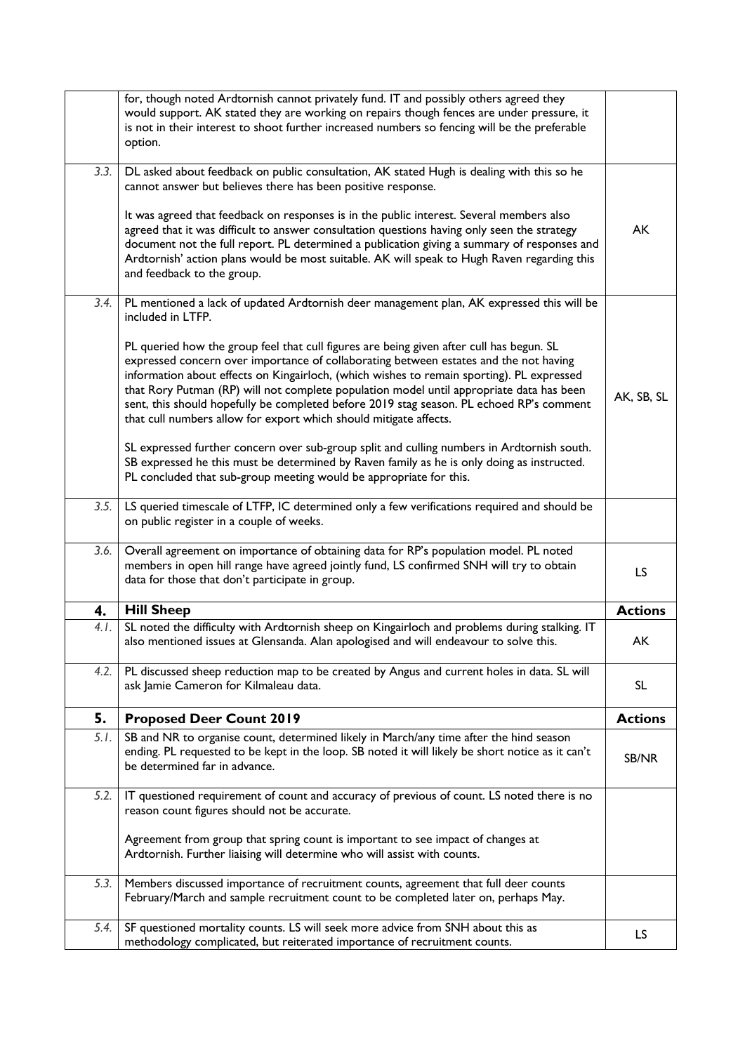| | | |
|---|---|---|
| | for, though noted Ardtornish cannot privately fund. IT and possibly others agreed they would support. AK stated they are working on repairs though fences are under pressure, it is not in their interest to shoot further increased numbers so fencing will be the preferable option. | |
| 3.3. | DL asked about feedback on public consultation, AK stated Hugh is dealing with this so he cannot answer but believes there has been positive response.<br><br>It was agreed that feedback on responses is in the public interest. Several members also agreed that it was difficult to answer consultation questions having only seen the strategy document not the full report. PL determined a publication giving a summary of responses and Ardtornish' action plans would be most suitable. AK will speak to Hugh Raven regarding this and feedback to the group. | AK |
| 3.4. | PL mentioned a lack of updated Ardtornish deer management plan, AK expressed this will be included in LTFP.<br><br>PL queried how the group feel that cull figures are being given after cull has begun. SL expressed concern over importance of collaborating between estates and the not having information about effects on Kingairloch, (which wishes to remain sporting). PL expressed that Rory Putman (RP) will not complete population model until appropriate data has been sent, this should hopefully be completed before 2019 stag season. PL echoed RP's comment that cull numbers allow for export which should mitigate affects.<br><br>SL expressed further concern over sub-group split and culling numbers in Ardtornish south. SB expressed he this must be determined by Raven family as he is only doing as instructed. PL concluded that sub-group meeting would be appropriate for this. | AK, SB, SL |
| 3.5. | LS queried timescale of LTFP, IC determined only a few verifications required and should be on public register in a couple of weeks. | |
| 3.6. | Overall agreement on importance of obtaining data for RP's population model. PL noted members in open hill range have agreed jointly fund, LS confirmed SNH will try to obtain data for those that don't participate in group. | LS |
| **4.** | **Hill Sheep** | **Actions** |
| 4.1. | SL noted the difficulty with Ardtornish sheep on Kingairloch and problems during stalking. IT also mentioned issues at Glensanda. Alan apologised and will endeavour to solve this. | AK |
| 4.2. | PL discussed sheep reduction map to be created by Angus and current holes in data. SL will ask Jamie Cameron for Kilmaleau data. | SL |
| **5.** | **Proposed Deer Count 2019** | **Actions** |
| 5.1. | SB and NR to organise count, determined likely in March/any time after the hind season ending. PL requested to be kept in the loop. SB noted it will likely be short notice as it can't be determined far in advance. | SB/NR |
| 5.2. | IT questioned requirement of count and accuracy of previous of count. LS noted there is no reason count figures should not be accurate.<br><br>Agreement from group that spring count is important to see impact of changes at Ardtornish. Further liaising will determine who will assist with counts. | |
| 5.3. | Members discussed importance of recruitment counts, agreement that full deer counts February/March and sample recruitment count to be completed later on, perhaps May. | |
| 5.4. | SF questioned mortality counts. LS will seek more advice from SNH about this as methodology complicated, but reiterated importance of recruitment counts. | LS |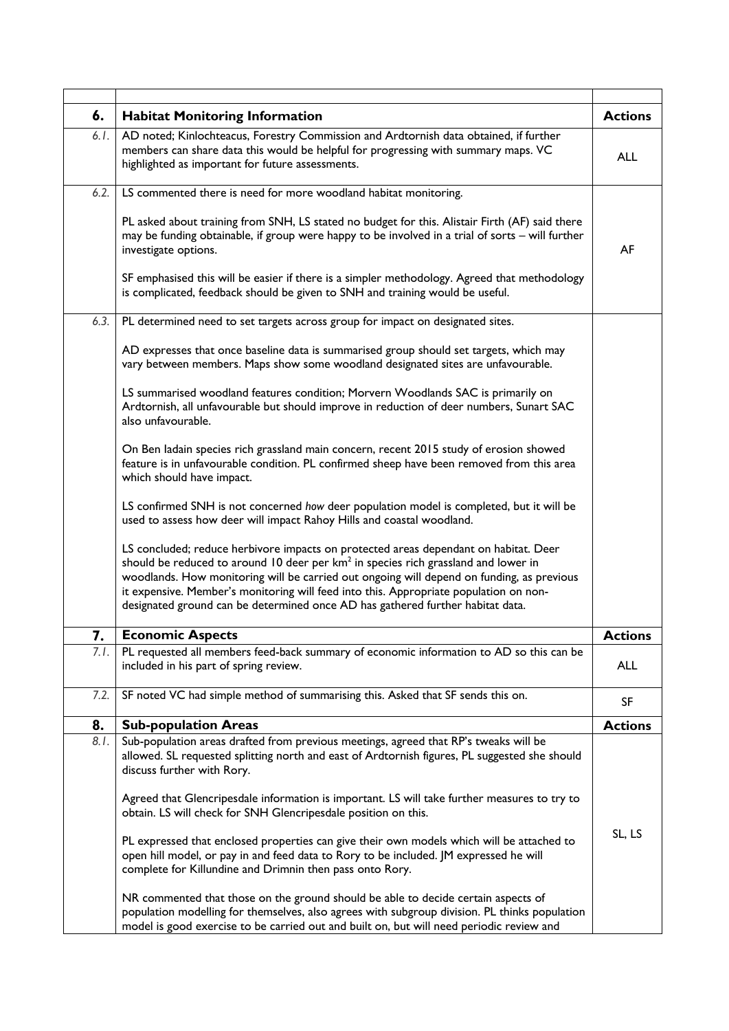| | | |
|---|---|---|
| **6.** | **Habitat Monitoring Information** | **Actions** |
| *6.1.* | AD noted; Kinlochteacus, Forestry Commission and Ardtornish data obtained, if further members can share data this would be helpful for progressing with summary maps. VC highlighted as important for future assessments. | ALL |
| *6.2.* | LS commented there is need for more woodland habitat monitoring.<br><br>PL asked about training from SNH, LS stated no budget for this. Alistair Firth (AF) said there may be funding obtainable, if group were happy to be involved in a trial of sorts – will further investigate options.<br><br>SF emphasised this will be easier if there is a simpler methodology. Agreed that methodology is complicated, feedback should be given to SNH and training would be useful. | AF |
| *6.3.* | PL determined need to set targets across group for impact on designated sites.<br><br>AD expresses that once baseline data is summarised group should set targets, which may vary between members. Maps show some woodland designated sites are unfavourable.<br><br>LS summarised woodland features condition; Morvern Woodlands SAC is primarily on Ardtornish, all unfavourable but should improve in reduction of deer numbers, Sunart SAC also unfavourable.<br><br>On Ben Iadain species rich grassland main concern, recent 2015 study of erosion showed feature is in unfavourable condition. PL confirmed sheep have been removed from this area which should have impact.<br><br>LS confirmed SNH is not concerned *how* deer population model is completed, but it will be used to assess how deer will impact Rahoy Hills and coastal woodland.<br><br>LS concluded; reduce herbivore impacts on protected areas dependant on habitat. Deer should be reduced to around 10 deer per $km^2$ in species rich grassland and lower in woodlands. How monitoring will be carried out ongoing will depend on funding, as previous it expensive. Member's monitoring will feed into this. Appropriate population on non-designated ground can be determined once AD has gathered further habitat data. | |
| **7.** | **Economic Aspects** | **Actions** |
| *7.1.* | PL requested all members feed-back summary of economic information to AD so this can be included in his part of spring review. | ALL |
| *7.2.* | SF noted VC had simple method of summarising this. Asked that SF sends this on. | SF |
| **8.** | **Sub-population Areas** | **Actions** |
| *8.1.* | Sub-population areas drafted from previous meetings, agreed that RP's tweaks will be allowed. SL requested splitting north and east of Ardtornish figures, PL suggested she should discuss further with Rory.<br><br>Agreed that Glencripesdale information is important. LS will take further measures to try to obtain. LS will check for SNH Glencripesdale position on this.<br><br>PL expressed that enclosed properties can give their own models which will be attached to open hill model, or pay in and feed data to Rory to be included. JM expressed he will complete for Killundine and Drimnin then pass onto Rory.<br><br>NR commented that those on the ground should be able to decide certain aspects of population modelling for themselves, also agrees with subgroup division. PL thinks population model is good exercise to be carried out and built on, but will need periodic review and | SL, LS |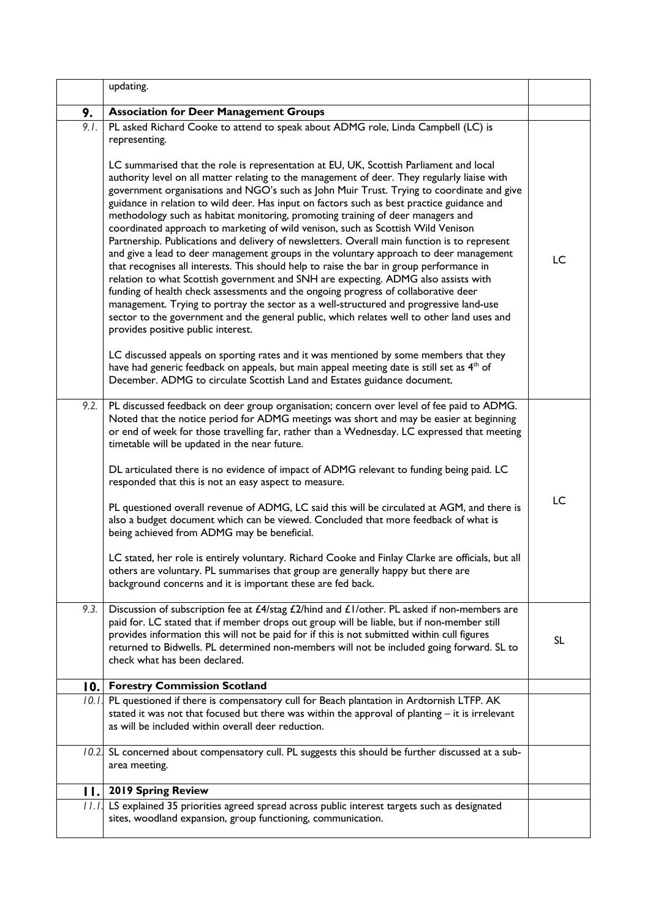| | updating. | |
|---|---|---|
| **9.** | **Association for Deer Management Groups** | |
| 9.1. | PL asked Richard Cooke to attend to speak about ADMG role, Linda Campbell (LC) is representing.<br><br>LC summarised that the role is representation at EU, UK, Scottish Parliament and local authority level on all matter relating to the management of deer. They regularly liaise with government organisations and NGO's such as John Muir Trust. Trying to coordinate and give guidance in relation to wild deer. Has input on factors such as best practice guidance and methodology such as habitat monitoring, promoting training of deer managers and coordinated approach to marketing of wild venison, such as Scottish Wild Venison Partnership. Publications and delivery of newsletters. Overall main function is to represent and give a lead to deer management groups in the voluntary approach to deer management that recognises all interests. This should help to raise the bar in group performance in relation to what Scottish government and SNH are expecting. ADMG also assists with funding of health check assessments and the ongoing progress of collaborative deer management. Trying to portray the sector as a well-structured and progressive land-use sector to the government and the general public, which relates well to other land uses and provides positive public interest.<br><br>LC discussed appeals on sporting rates and it was mentioned by some members that they have had generic feedback on appeals, but main appeal meeting date is still set as 4th of December. ADMG to circulate Scottish Land and Estates guidance document. | LC |
| 9.2. | PL discussed feedback on deer group organisation; concern over level of fee paid to ADMG. Noted that the notice period for ADMG meetings was short and may be easier at beginning or end of week for those travelling far, rather than a Wednesday. LC expressed that meeting timetable will be updated in the near future.<br><br>DL articulated there is no evidence of impact of ADMG relevant to funding being paid. LC responded that this is not an easy aspect to measure.<br><br>PL questioned overall revenue of ADMG, LC said this will be circulated at AGM, and there is also a budget document which can be viewed. Concluded that more feedback of what is being achieved from ADMG may be beneficial.<br><br>LC stated, her role is entirely voluntary. Richard Cooke and Finlay Clarke are officials, but all others are voluntary. PL summarises that group are generally happy but there are background concerns and it is important these are fed back. | LC |
| 9.3. | Discussion of subscription fee at £4/stag £2/hind and £1/other. PL asked if non-members are paid for. LC stated that if member drops out group will be liable, but if non-member still provides information this will not be paid for if this is not submitted within cull figures returned to Bidwells. PL determined non-members will not be included going forward. SL to check what has been declared. | SL |
| **10.** | **Forestry Commission Scotland** | |
| 10.1. | PL questioned if there is compensatory cull for Beach plantation in Ardtornish LTFP. AK stated it was not that focused but there was within the approval of planting – it is irrelevant as will be included within overall deer reduction. | |
| 10.2. | SL concerned about compensatory cull. PL suggests this should be further discussed at a sub-area meeting. | |
| **11.** | **2019 Spring Review** | |
| 11.1. | LS explained 35 priorities agreed spread across public interest targets such as designated sites, woodland expansion, group functioning, communication. | |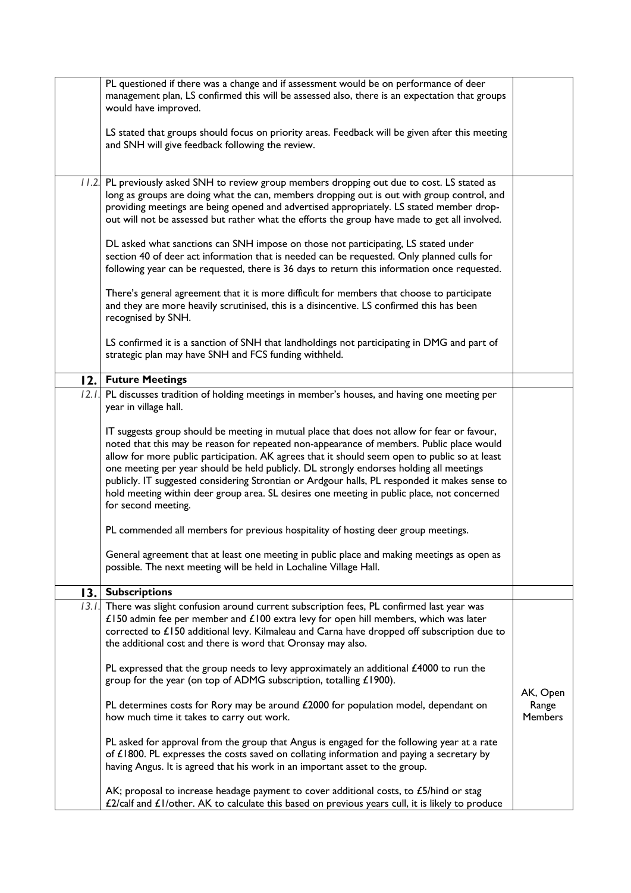| | | |
|---|---|---|
| | PL questioned if there was a change and if assessment would be on performance of deer management plan, LS confirmed this will be assessed also, there is an expectation that groups would have improved.<br><br>LS stated that groups should focus on priority areas. Feedback will be given after this meeting and SNH will give feedback following the review. | |
| *11.2.* | PL previously asked SNH to review group members dropping out due to cost. LS stated as long as groups are doing what the can, members dropping out is out with group control, and providing meetings are being opened and advertised appropriately. LS stated member drop-out will not be assessed but rather what the efforts the group have made to get all involved.<br><br>DL asked what sanctions can SNH impose on those not participating, LS stated under section 40 of deer act information that is needed can be requested. Only planned culls for following year can be requested, there is 36 days to return this information once requested.<br><br>There's general agreement that it is more difficult for members that choose to participate and they are more heavily scrutinised, this is a disincentive. LS confirmed this has been recognised by SNH.<br><br>LS confirmed it is a sanction of SNH that landholdings not participating in DMG and part of strategic plan may have SNH and FCS funding withheld. | |
| **12.** | **Future Meetings** | |
| *12.1.* | PL discusses tradition of holding meetings in member's houses, and having one meeting per year in village hall.<br><br>IT suggests group should be meeting in mutual place that does not allow for fear or favour, noted that this may be reason for repeated non-appearance of members. Public place would allow for more public participation. AK agrees that it should seem open to public so at least one meeting per year should be held publicly. DL strongly endorses holding all meetings publicly. IT suggested considering Strontian or Ardgour halls, PL responded it makes sense to hold meeting within deer group area. SL desires one meeting in public place, not concerned for second meeting.<br><br>PL commended all members for previous hospitality of hosting deer group meetings.<br><br>General agreement that at least one meeting in public place and making meetings as open as possible. The next meeting will be held in Lochaline Village Hall. | |
| **13.** | **Subscriptions** | |
| *13.1.* | There was slight confusion around current subscription fees, PL confirmed last year was £150 admin fee per member and £100 extra levy for open hill members, which was later corrected to £150 additional levy. Kilmaleau and Carna have dropped off subscription due to the additional cost and there is word that Oronsay may also.<br><br>PL expressed that the group needs to levy approximately an additional £4000 to run the group for the year (on top of ADMG subscription, totalling £1900).<br><br>PL determines costs for Rory may be around £2000 for population model, dependant on how much time it takes to carry out work.<br><br>PL asked for approval from the group that Angus is engaged for the following year at a rate of £1800. PL expresses the costs saved on collating information and paying a secretary by having Angus. It is agreed that his work in an important asset to the group.<br><br>AK; proposal to increase headage payment to cover additional costs, to £5/hind or stag £2/calf and £1/other. AK to calculate this based on previous years cull, it is likely to produce | AK, Open Range Members |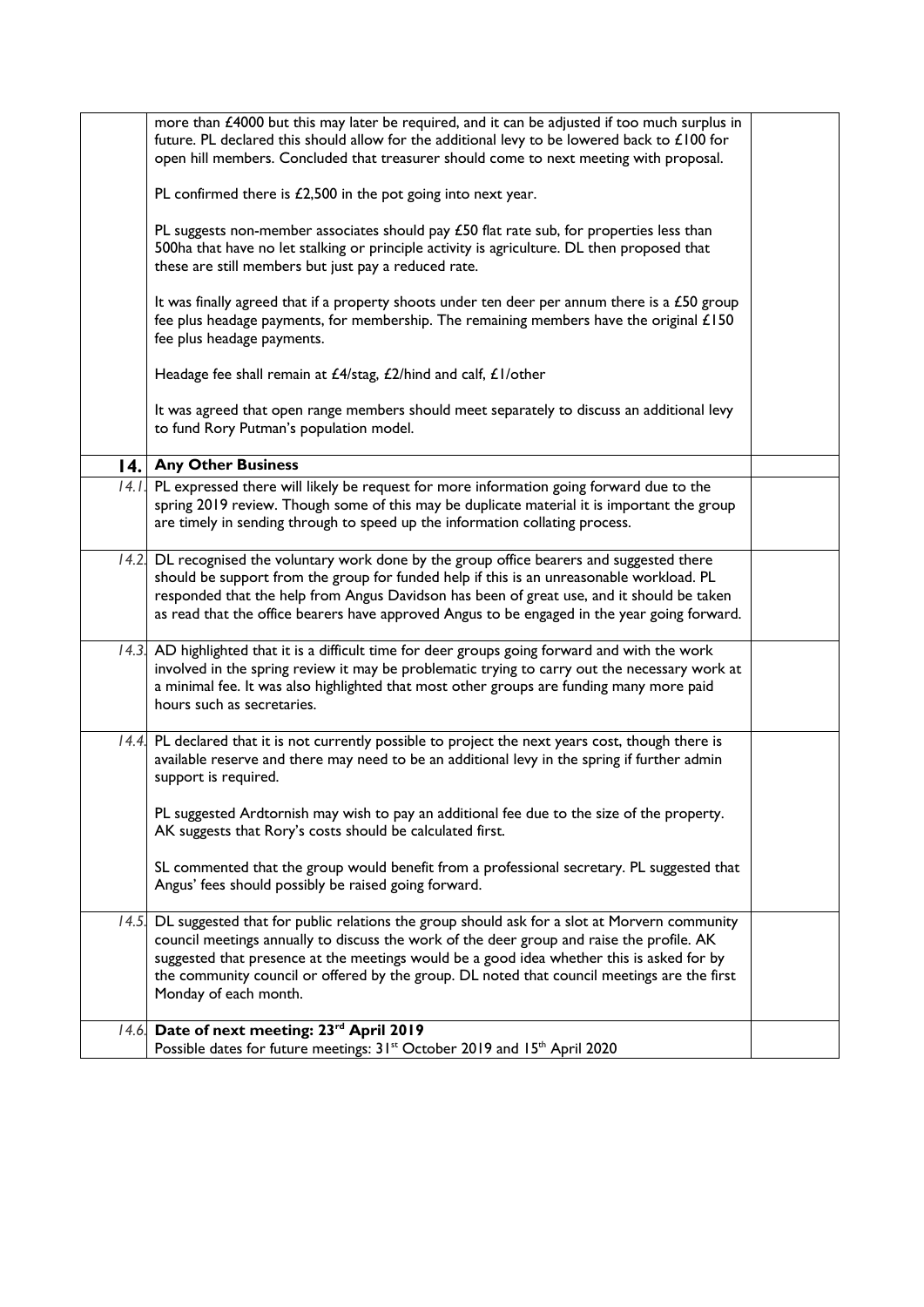| | | |
|---|---|---|
| | more than £4000 but this may later be required, and it can be adjusted if too much surplus in future. PL declared this should allow for the additional levy to be lowered back to £100 for open hill members. Concluded that treasurer should come to next meeting with proposal.<br><br>PL confirmed there is £2,500 in the pot going into next year.<br><br>PL suggests non-member associates should pay £50 flat rate sub, for properties less than 500ha that have no let stalking or principle activity is agriculture. DL then proposed that these are still members but just pay a reduced rate.<br><br>It was finally agreed that if a property shoots under ten deer per annum there is a £50 group fee plus headage payments, for membership. The remaining members have the original £150 fee plus headage payments.<br><br>Headage fee shall remain at £4/stag, £2/hind and calf, £1/other<br><br>It was agreed that open range members should meet separately to discuss an additional levy to fund Rory Putman's population model. | |
| **14.** | **Any Other Business** | |
| *14.1.* | PL expressed there will likely be request for more information going forward due to the spring 2019 review. Though some of this may be duplicate material it is important the group are timely in sending through to speed up the information collating process. | |
| *14.2.* | DL recognised the voluntary work done by the group office bearers and suggested there should be support from the group for funded help if this is an unreasonable workload. PL responded that the help from Angus Davidson has been of great use, and it should be taken as read that the office bearers have approved Angus to be engaged in the year going forward. | |
| *14.3.* | AD highlighted that it is a difficult time for deer groups going forward and with the work involved in the spring review it may be problematic trying to carry out the necessary work at a minimal fee. It was also highlighted that most other groups are funding many more paid hours such as secretaries. | |
| *14.4.* | PL declared that it is not currently possible to project the next years cost, though there is available reserve and there may need to be an additional levy in the spring if further admin support is required.<br><br>PL suggested Ardtornish may wish to pay an additional fee due to the size of the property. AK suggests that Rory's costs should be calculated first.<br><br>SL commented that the group would benefit from a professional secretary. PL suggested that Angus' fees should possibly be raised going forward. | |
| *14.5.* | DL suggested that for public relations the group should ask for a slot at Morvern community council meetings annually to discuss the work of the deer group and raise the profile. AK suggested that presence at the meetings would be a good idea whether this is asked for by the community council or offered by the group. DL noted that council meetings are the first Monday of each month. | |
| *14.6.* | **Date of next meeting: 23rd April 2019**<br>Possible dates for future meetings: 31st October 2019 and 15th April 2020 | |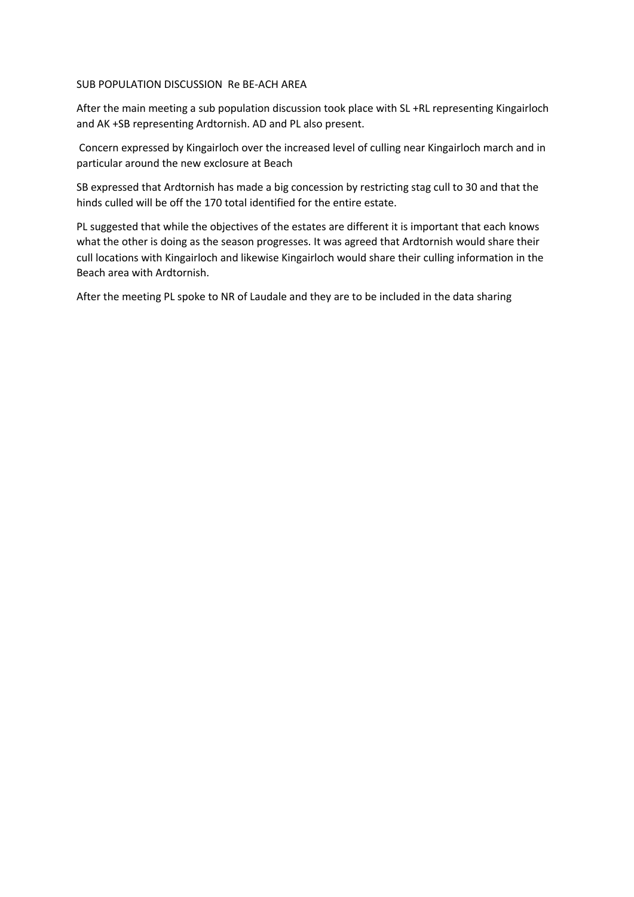SUB POPULATION DISCUSSION  Re BE-ACH AREA

After the main meeting a sub population discussion took place with SL +RL representing Kingairloch and AK +SB representing Ardtornish. AD and PL also present.

Concern expressed by Kingairloch over the increased level of culling near Kingairloch march and in particular around the new exclosure at Beach

SB expressed that Ardtornish has made a big concession by restricting stag cull to 30 and that the hinds culled will be off the 170 total identified for the entire estate.

PL suggested that while the objectives of the estates are different it is important that each knows what the other is doing as the season progresses. It was agreed that Ardtornish would share their cull locations with Kingairloch and likewise Kingairloch would share their culling information in the Beach area with Ardtornish.

After the meeting PL spoke to NR of Laudale and they are to be included in the data sharing